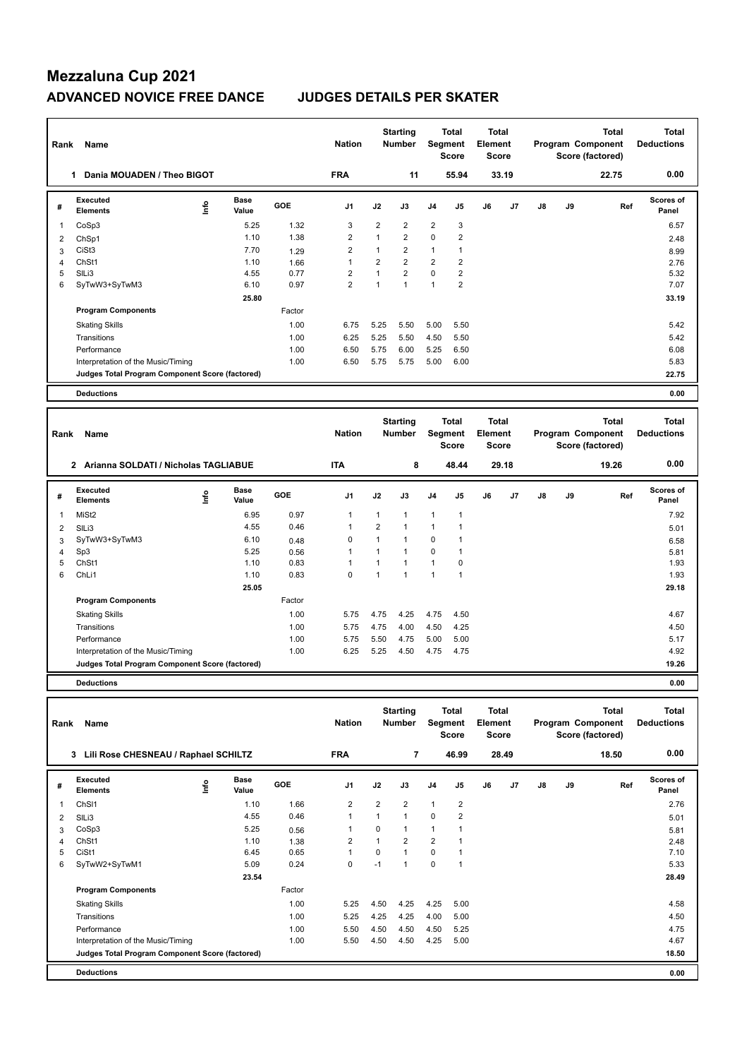# Mezzaluna Cup 2021

## ADVANCED NOVICE FREE DANCE — JUDGES DETAILS PER SKATER

| Rank | Name | Nation | Starting Number | Total Segment Score | Total Element Score | Total Program Component Score (factored) | Total Deductions |
|---|---|---|---|---|---|---|---|
| 1 | Dania MOUADEN / Theo BIGOT | FRA | 11 | 55.94 | 33.19 | 22.75 | 0.00 |

| # | Executed Elements | Info | Base Value | GOE | J1 | J2 | J3 | J4 | J5 | J6 | J7 | J8 | J9 | Ref | Scores of Panel |
|---|---|---|---|---|---|---|---|---|---|---|---|---|---|---|---|
| 1 | CoSp3 | | 5.25 | 1.32 | 3 | 2 | 2 | 2 | 3 | | | | | | 6.57 |
| 2 | ChSp1 | | 1.10 | 1.38 | 2 | 1 | 2 | 0 | 2 | | | | | | 2.48 |
| 3 | CiSt3 | | 7.70 | 1.29 | 2 | 1 | 2 | 1 | 1 | | | | | | 8.99 |
| 4 | ChSt1 | | 1.10 | 1.66 | 1 | 2 | 2 | 2 | 2 | | | | | | 2.76 |
| 5 | SlLi3 | | 4.55 | 0.77 | 2 | 1 | 2 | 0 | 2 | | | | | | 5.32 |
| 6 | SyTwW3+SyTwM3 | | 6.10 | 0.97 | 2 | 1 | 1 | 1 | 2 | | | | | | 7.07 |
| | | | 25.80 | | | | | | | | | | | | 33.19 |

| Program Components | Factor | J1 | J2 | J3 | J4 | J5 | J6 | J7 | J8 | J9 | Scores of Panel |
|---|---|---|---|---|---|---|---|---|---|---|---|
| Skating Skills | 1.00 | 6.75 | 5.25 | 5.50 | 5.00 | 5.50 | | | | | 5.42 |
| Transitions | 1.00 | 6.25 | 5.25 | 5.50 | 4.50 | 5.50 | | | | | 5.42 |
| Performance | 1.00 | 6.50 | 5.75 | 6.00 | 5.25 | 6.50 | | | | | 6.08 |
| Interpretation of the Music/Timing | 1.00 | 6.50 | 5.75 | 5.75 | 5.00 | 6.00 | | | | | 5.83 |
| Judges Total Program Component Score (factored) | | | | | | | | | | | 22.75 |

**Deductions** 0.00

| Rank | Name | Nation | Starting Number | Total Segment Score | Total Element Score | Total Program Component Score (factored) | Total Deductions |
|---|---|---|---|---|---|---|---|
| 2 | Arianna SOLDATI / Nicholas TAGLIABUE | ITA | 8 | 48.44 | 29.18 | 19.26 | 0.00 |

| # | Executed Elements | Info | Base Value | GOE | J1 | J2 | J3 | J4 | J5 | J6 | J7 | J8 | J9 | Ref | Scores of Panel |
|---|---|---|---|---|---|---|---|---|---|---|---|---|---|---|---|
| 1 | MiSt2 | | 6.95 | 0.97 | 1 | 1 | 1 | 1 | 1 | | | | | | 7.92 |
| 2 | SlLi3 | | 4.55 | 0.46 | 1 | 2 | 1 | 1 | 1 | | | | | | 5.01 |
| 3 | SyTwW3+SyTwM3 | | 6.10 | 0.48 | 0 | 1 | 1 | 0 | 1 | | | | | | 6.58 |
| 4 | Sp3 | | 5.25 | 0.56 | 1 | 1 | 1 | 0 | 1 | | | | | | 5.81 |
| 5 | ChSt1 | | 1.10 | 0.83 | 1 | 1 | 1 | 1 | 0 | | | | | | 1.93 |
| 6 | ChLi1 | | 1.10 | 0.83 | 0 | 1 | 1 | 1 | 1 | | | | | | 1.93 |
| | | | 25.05 | | | | | | | | | | | | 29.18 |

| Program Components | Factor | J1 | J2 | J3 | J4 | J5 | J6 | J7 | J8 | J9 | Scores of Panel |
|---|---|---|---|---|---|---|---|---|---|---|---|
| Skating Skills | 1.00 | 5.75 | 4.75 | 4.25 | 4.75 | 4.50 | | | | | 4.67 |
| Transitions | 1.00 | 5.75 | 4.75 | 4.00 | 4.50 | 4.25 | | | | | 4.50 |
| Performance | 1.00 | 5.75 | 5.50 | 4.75 | 5.00 | 5.00 | | | | | 5.17 |
| Interpretation of the Music/Timing | 1.00 | 6.25 | 5.25 | 4.50 | 4.75 | 4.75 | | | | | 4.92 |
| Judges Total Program Component Score (factored) | | | | | | | | | | | 19.26 |

**Deductions** 0.00

| Rank | Name | Nation | Starting Number | Total Segment Score | Total Element Score | Total Program Component Score (factored) | Total Deductions |
|---|---|---|---|---|---|---|---|
| 3 | Lili Rose CHESNEAU / Raphael SCHILTZ | FRA | 7 | 46.99 | 28.49 | 18.50 | 0.00 |

| # | Executed Elements | Info | Base Value | GOE | J1 | J2 | J3 | J4 | J5 | J6 | J7 | J8 | J9 | Ref | Scores of Panel |
|---|---|---|---|---|---|---|---|---|---|---|---|---|---|---|---|
| 1 | ChSl1 | | 1.10 | 1.66 | 2 | 2 | 2 | 1 | 2 | | | | | | 2.76 |
| 2 | SlLi3 | | 4.55 | 0.46 | 1 | 1 | 1 | 0 | 2 | | | | | | 5.01 |
| 3 | CoSp3 | | 5.25 | 0.56 | 1 | 0 | 1 | 1 | 1 | | | | | | 5.81 |
| 4 | ChSt1 | | 1.10 | 1.38 | 2 | 1 | 2 | 2 | 1 | | | | | | 2.48 |
| 5 | CiSt1 | | 6.45 | 0.65 | 1 | 0 | 1 | 0 | 1 | | | | | | 7.10 |
| 6 | SyTwW2+SyTwM1 | | 5.09 | 0.24 | 0 | -1 | 1 | 0 | 1 | | | | | | 5.33 |
| | | | 23.54 | | | | | | | | | | | | 28.49 |

| Program Components | Factor | J1 | J2 | J3 | J4 | J5 | J6 | J7 | J8 | J9 | Scores of Panel |
|---|---|---|---|---|---|---|---|---|---|---|---|
| Skating Skills | 1.00 | 5.25 | 4.50 | 4.25 | 4.25 | 5.00 | | | | | 4.58 |
| Transitions | 1.00 | 5.25 | 4.25 | 4.25 | 4.00 | 5.00 | | | | | 4.50 |
| Performance | 1.00 | 5.50 | 4.50 | 4.50 | 4.50 | 5.25 | | | | | 4.75 |
| Interpretation of the Music/Timing | 1.00 | 5.50 | 4.50 | 4.50 | 4.25 | 5.00 | | | | | 4.67 |
| Judges Total Program Component Score (factored) | | | | | | | | | | | 18.50 |

**Deductions** 0.00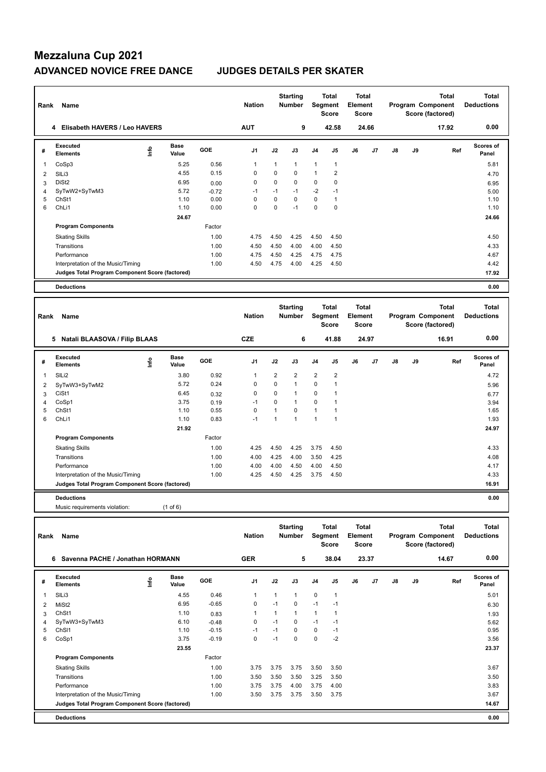# Mezzaluna Cup 2021

## ADVANCED NOVICE FREE DANCE — JUDGES DETAILS PER SKATER

| Rank | Name | Nation | Starting Number | Total Segment Score | Total Element Score | Total Program Component Score (factored) | Total Deductions |
|---|---|---|---|---|---|---|---|
| 4 | Elisabeth HAVERS / Leo HAVERS | AUT | 9 | 42.58 | 24.66 | 17.92 | 0.00 |

| # | Executed Elements | Info | Base Value | GOE | J1 | J2 | J3 | J4 | J5 | J6 | J7 | J8 | J9 | Ref | Scores of Panel |
|---|---|---|---|---|---|---|---|---|---|---|---|---|---|---|---|
| 1 | CoSp3 | | 5.25 | 0.56 | 1 | 1 | 1 | 1 | 1 | | | | | | 5.81 |
| 2 | SlLi3 | | 4.55 | 0.15 | 0 | 0 | 0 | 1 | 2 | | | | | | 4.70 |
| 3 | DiSt2 | | 6.95 | 0.00 | 0 | 0 | 0 | 0 | 0 | | | | | | 6.95 |
| 4 | SyTwW2+SyTwM3 | | 5.72 | -0.72 | -1 | -1 | -1 | -2 | -1 | | | | | | 5.00 |
| 5 | ChSt1 | | 1.10 | 0.00 | 0 | 0 | 0 | 0 | 1 | | | | | | 1.10 |
| 6 | ChLi1 | | 1.10 | 0.00 | 0 | 0 | -1 | 0 | 0 | | | | | | 1.10 |
| | | | 24.67 | | | | | | | | | | | | 24.66 |

| Program Components | Factor | J1 | J2 | J3 | J4 | J5 | J6 | J7 | J8 | J9 | Scores of Panel |
|---|---|---|---|---|---|---|---|---|---|---|---|
| Skating Skills | 1.00 | 4.75 | 4.50 | 4.25 | 4.50 | 4.50 | | | | | 4.50 |
| Transitions | 1.00 | 4.50 | 4.50 | 4.00 | 4.00 | 4.50 | | | | | 4.33 |
| Performance | 1.00 | 4.75 | 4.50 | 4.25 | 4.75 | 4.75 | | | | | 4.67 |
| Interpretation of the Music/Timing | 1.00 | 4.50 | 4.75 | 4.00 | 4.25 | 4.50 | | | | | 4.42 |
| Judges Total Program Component Score (factored) | | | | | | | | | | | 17.92 |

**Deductions** 0.00

| Rank | Name | Nation | Starting Number | Total Segment Score | Total Element Score | Total Program Component Score (factored) | Total Deductions |
|---|---|---|---|---|---|---|---|
| 5 | Natali BLAASOVA / Filip BLAAS | CZE | 6 | 41.88 | 24.97 | 16.91 | 0.00 |

| # | Executed Elements | Info | Base Value | GOE | J1 | J2 | J3 | J4 | J5 | J6 | J7 | J8 | J9 | Ref | Scores of Panel |
|---|---|---|---|---|---|---|---|---|---|---|---|---|---|---|---|
| 1 | SlLi2 | | 3.80 | 0.92 | 1 | 2 | 2 | 2 | 2 | | | | | | 4.72 |
| 2 | SyTwW3+SyTwM2 | | 5.72 | 0.24 | 0 | 0 | 1 | 0 | 1 | | | | | | 5.96 |
| 3 | CiSt1 | | 6.45 | 0.32 | 0 | 0 | 1 | 0 | 1 | | | | | | 6.77 |
| 4 | CoSp1 | | 3.75 | 0.19 | -1 | 0 | 1 | 0 | 1 | | | | | | 3.94 |
| 5 | ChSt1 | | 1.10 | 0.55 | 0 | 1 | 0 | 1 | 1 | | | | | | 1.65 |
| 6 | ChLi1 | | 1.10 | 0.83 | -1 | 1 | 1 | 1 | 1 | | | | | | 1.93 |
| | | | 21.92 | | | | | | | | | | | | 24.97 |

| Program Components | Factor | J1 | J2 | J3 | J4 | J5 | J6 | J7 | J8 | J9 | Scores of Panel |
|---|---|---|---|---|---|---|---|---|---|---|---|
| Skating Skills | 1.00 | 4.25 | 4.50 | 4.25 | 3.75 | 4.50 | | | | | 4.33 |
| Transitions | 1.00 | 4.00 | 4.25 | 4.00 | 3.50 | 4.25 | | | | | 4.08 |
| Performance | 1.00 | 4.00 | 4.00 | 4.50 | 4.00 | 4.50 | | | | | 4.17 |
| Interpretation of the Music/Timing | 1.00 | 4.25 | 4.50 | 4.25 | 3.75 | 4.50 | | | | | 4.33 |
| Judges Total Program Component Score (factored) | | | | | | | | | | | 16.91 |

**Deductions** 0.00

Music requirements violation: (1 of 6)

| Rank | Name | Nation | Starting Number | Total Segment Score | Total Element Score | Total Program Component Score (factored) | Total Deductions |
|---|---|---|---|---|---|---|---|
| 6 | Savenna PACHE / Jonathan HORMANN | GER | 5 | 38.04 | 23.37 | 14.67 | 0.00 |

| # | Executed Elements | Info | Base Value | GOE | J1 | J2 | J3 | J4 | J5 | J6 | J7 | J8 | J9 | Ref | Scores of Panel |
|---|---|---|---|---|---|---|---|---|---|---|---|---|---|---|---|
| 1 | SlLi3 | | 4.55 | 0.46 | 1 | 1 | 1 | 0 | 1 | | | | | | 5.01 |
| 2 | MiSt2 | | 6.95 | -0.65 | 0 | -1 | 0 | -1 | -1 | | | | | | 6.30 |
| 3 | ChSt1 | | 1.10 | 0.83 | 1 | 1 | 1 | 1 | 1 | | | | | | 1.93 |
| 4 | SyTwW3+SyTwM3 | | 6.10 | -0.48 | 0 | -1 | 0 | -1 | -1 | | | | | | 5.62 |
| 5 | ChSl1 | | 1.10 | -0.15 | -1 | -1 | 0 | 0 | -1 | | | | | | 0.95 |
| 6 | CoSp1 | | 3.75 | -0.19 | 0 | -1 | 0 | 0 | -2 | | | | | | 3.56 |
| | | | 23.55 | | | | | | | | | | | | 23.37 |

| Program Components | Factor | J1 | J2 | J3 | J4 | J5 | J6 | J7 | J8 | J9 | Scores of Panel |
|---|---|---|---|---|---|---|---|---|---|---|---|
| Skating Skills | 1.00 | 3.75 | 3.75 | 3.75 | 3.50 | 3.50 | | | | | 3.67 |
| Transitions | 1.00 | 3.50 | 3.50 | 3.50 | 3.25 | 3.50 | | | | | 3.50 |
| Performance | 1.00 | 3.75 | 3.75 | 4.00 | 3.75 | 4.00 | | | | | 3.83 |
| Interpretation of the Music/Timing | 1.00 | 3.50 | 3.75 | 3.75 | 3.50 | 3.75 | | | | | 3.67 |
| Judges Total Program Component Score (factored) | | | | | | | | | | | 14.67 |

**Deductions** 0.00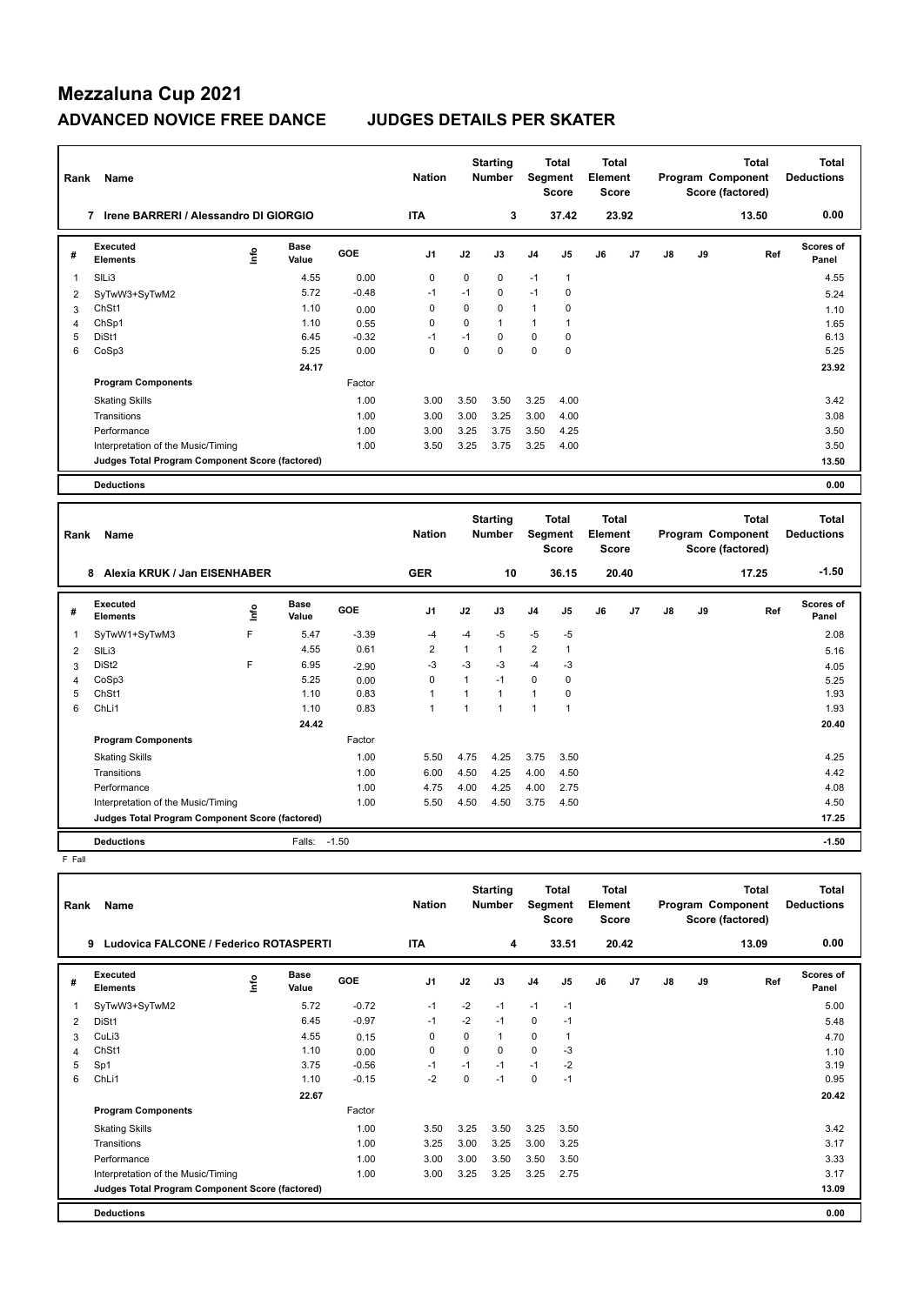# Mezzaluna Cup 2021

## ADVANCED NOVICE FREE DANCE JUDGES DETAILS PER SKATER

| Rank | Name | Nation | Starting Number | Total Segment Score | Total Element Score | Total Program Component Score (factored) | Total Deductions |
|---|---|---|---|---|---|---|---|
| 7 | Irene BARRERI / Alessandro DI GIORGIO | ITA | 3 | 37.42 | 23.92 | 13.50 | 0.00 |

| # | Executed Elements | Info | Base Value | GOE | J1 | J2 | J3 | J4 | J5 | J6 | J7 | J8 | J9 | Ref | Scores of Panel |
|---|---|---|---|---|---|---|---|---|---|---|---|---|---|---|---|
| 1 | SlLi3 | | 4.55 | 0.00 | 0 | 0 | 0 | -1 | 1 | | | | | | 4.55 |
| 2 | SyTwW3+SyTwM2 | | 5.72 | -0.48 | -1 | -1 | 0 | -1 | 0 | | | | | | 5.24 |
| 3 | ChSt1 | | 1.10 | 0.00 | 0 | 0 | 0 | 1 | 0 | | | | | | 1.10 |
| 4 | ChSp1 | | 1.10 | 0.55 | 0 | 0 | 1 | 1 | 1 | | | | | | 1.65 |
| 5 | DiSt1 | | 6.45 | -0.32 | -1 | -1 | 0 | 0 | 0 | | | | | | 6.13 |
| 6 | CoSp3 | | 5.25 | 0.00 | 0 | 0 | 0 | 0 | 0 | | | | | | 5.25 |
| | | | 24.17 | | | | | | | | | | | | 23.92 |
| | **Program Components** | | | Factor | | | | | | | | | | | |
| | Skating Skills | | | 1.00 | 3.00 | 3.50 | 3.50 | 3.25 | 4.00 | | | | | | 3.42 |
| | Transitions | | | 1.00 | 3.00 | 3.00 | 3.25 | 3.00 | 4.00 | | | | | | 3.08 |
| | Performance | | | 1.00 | 3.00 | 3.25 | 3.75 | 3.50 | 4.25 | | | | | | 3.50 |
| | Interpretation of the Music/Timing | | | 1.00 | 3.50 | 3.25 | 3.75 | 3.25 | 4.00 | | | | | | 3.50 |
| | **Judges Total Program Component Score (factored)** | | | | | | | | | | | | | | 13.50 |
| | **Deductions** | | | | | | | | | | | | | | 0.00 |

| Rank | Name | Nation | Starting Number | Total Segment Score | Total Element Score | Total Program Component Score (factored) | Total Deductions |
|---|---|---|---|---|---|---|---|
| 8 | Alexia KRUK / Jan EISENHABER | GER | 10 | 36.15 | 20.40 | 17.25 | -1.50 |

| # | Executed Elements | Info | Base Value | GOE | J1 | J2 | J3 | J4 | J5 | J6 | J7 | J8 | J9 | Ref | Scores of Panel |
|---|---|---|---|---|---|---|---|---|---|---|---|---|---|---|---|
| 1 | SyTwW1+SyTwM3 | F | 5.47 | -3.39 | -4 | -4 | -5 | -5 | -5 | | | | | | 2.08 |
| 2 | SlLi3 | | 4.55 | 0.61 | 2 | 1 | 1 | 2 | 1 | | | | | | 5.16 |
| 3 | DiSt2 | F | 6.95 | -2.90 | -3 | -3 | -3 | -4 | -3 | | | | | | 4.05 |
| 4 | CoSp3 | | 5.25 | 0.00 | 0 | 1 | -1 | 0 | 0 | | | | | | 5.25 |
| 5 | ChSt1 | | 1.10 | 0.83 | 1 | 1 | 1 | 1 | 0 | | | | | | 1.93 |
| 6 | ChLi1 | | 1.10 | 0.83 | 1 | 1 | 1 | 1 | 1 | | | | | | 1.93 |
| | | | 24.42 | | | | | | | | | | | | 20.40 |
| | **Program Components** | | | Factor | | | | | | | | | | | |
| | Skating Skills | | | 1.00 | 5.50 | 4.75 | 4.25 | 3.75 | 3.50 | | | | | | 4.25 |
| | Transitions | | | 1.00 | 6.00 | 4.50 | 4.25 | 4.00 | 4.50 | | | | | | 4.42 |
| | Performance | | | 1.00 | 4.75 | 4.00 | 4.25 | 4.00 | 2.75 | | | | | | 4.08 |
| | Interpretation of the Music/Timing | | | 1.00 | 5.50 | 4.50 | 4.50 | 3.75 | 4.50 | | | | | | 4.50 |
| | **Judges Total Program Component Score (factored)** | | | | | | | | | | | | | | 17.25 |
| | **Deductions** | | Falls: -1.50 | | | | | | | | | | | | -1.50 |

F Fall

| Rank | Name | Nation | Starting Number | Total Segment Score | Total Element Score | Total Program Component Score (factored) | Total Deductions |
|---|---|---|---|---|---|---|---|
| 9 | Ludovica FALCONE / Federico ROTASPERTI | ITA | 4 | 33.51 | 20.42 | 13.09 | 0.00 |

| # | Executed Elements | Info | Base Value | GOE | J1 | J2 | J3 | J4 | J5 | J6 | J7 | J8 | J9 | Ref | Scores of Panel |
|---|---|---|---|---|---|---|---|---|---|---|---|---|---|---|---|
| 1 | SyTwW3+SyTwM2 | | 5.72 | -0.72 | -1 | -2 | -1 | -1 | -1 | | | | | | 5.00 |
| 2 | DiSt1 | | 6.45 | -0.97 | -1 | -2 | -1 | 0 | -1 | | | | | | 5.48 |
| 3 | CuLi3 | | 4.55 | 0.15 | 0 | 0 | 1 | 0 | 1 | | | | | | 4.70 |
| 4 | ChSt1 | | 1.10 | 0.00 | 0 | 0 | 0 | 0 | -3 | | | | | | 1.10 |
| 5 | Sp1 | | 3.75 | -0.56 | -1 | -1 | -1 | -1 | -2 | | | | | | 3.19 |
| 6 | ChLi1 | | 1.10 | -0.15 | -2 | 0 | -1 | 0 | -1 | | | | | | 0.95 |
| | | | 22.67 | | | | | | | | | | | | 20.42 |
| | **Program Components** | | | Factor | | | | | | | | | | | |
| | Skating Skills | | | 1.00 | 3.50 | 3.25 | 3.50 | 3.25 | 3.50 | | | | | | 3.42 |
| | Transitions | | | 1.00 | 3.25 | 3.00 | 3.25 | 3.00 | 3.25 | | | | | | 3.17 |
| | Performance | | | 1.00 | 3.00 | 3.00 | 3.50 | 3.50 | 3.50 | | | | | | 3.33 |
| | Interpretation of the Music/Timing | | | 1.00 | 3.00 | 3.25 | 3.25 | 3.25 | 2.75 | | | | | | 3.17 |
| | **Judges Total Program Component Score (factored)** | | | | | | | | | | | | | | 13.09 |
| | **Deductions** | | | | | | | | | | | | | | 0.00 |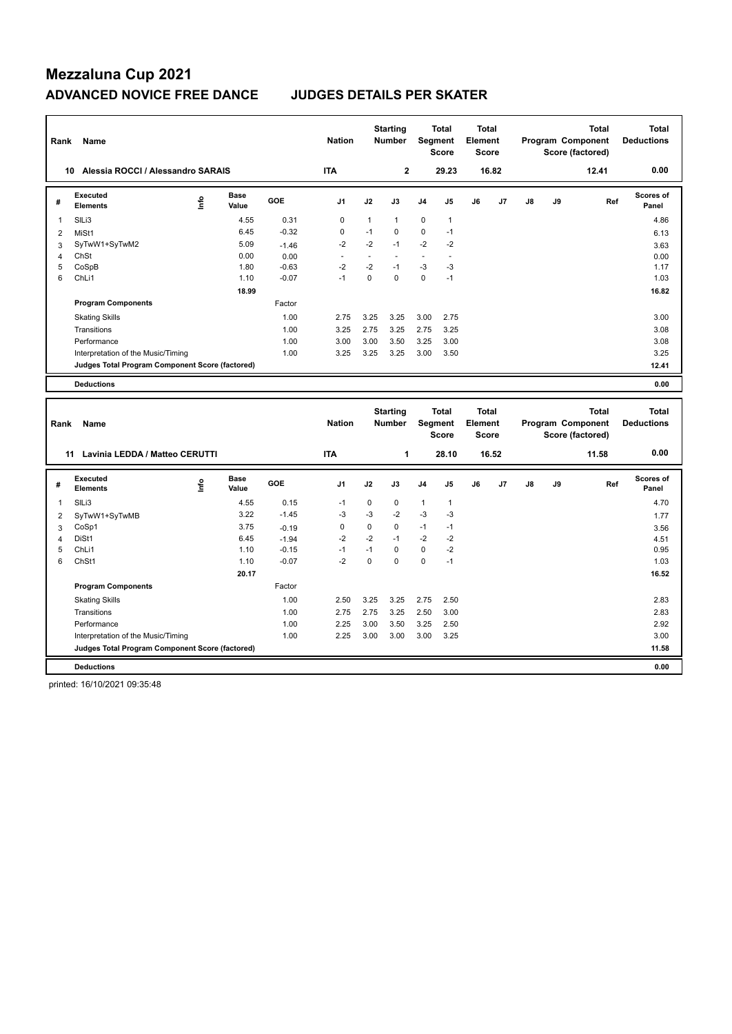# Mezzaluna Cup 2021

## ADVANCED NOVICE FREE DANCE JUDGES DETAILS PER SKATER

| Rank | Name | Nation | Starting Number | Total Segment Score | Total Element Score | Total Program Component Score (factored) | Total Deductions |
|---|---|---|---|---|---|---|---|
| 10 | Alessia ROCCI / Alessandro SARAIS | ITA | 2 | 29.23 | 16.82 | 12.41 | 0.00 |

| # | Executed Elements | Info | Base Value | GOE | J1 | J2 | J3 | J4 | J5 | J6 | J7 | J8 | J9 | Ref | Scores of Panel |
|---|---|---|---|---|---|---|---|---|---|---|---|---|---|---|---|
| 1 | SlLi3 | | 4.55 | 0.31 | 0 | 1 | 1 | 0 | 1 | | | | | | 4.86 |
| 2 | MiSt1 | | 6.45 | -0.32 | 0 | -1 | 0 | 0 | -1 | | | | | | 6.13 |
| 3 | SyTwW1+SyTwM2 | | 5.09 | -1.46 | -2 | -2 | -1 | -2 | -2 | | | | | | 3.63 |
| 4 | ChSt | | 0.00 | 0.00 | - | - | - | - | - | | | | | | 0.00 |
| 5 | CoSpB | | 1.80 | -0.63 | -2 | -2 | -1 | -3 | -3 | | | | | | 1.17 |
| 6 | ChLi1 | | 1.10 | -0.07 | -1 | 0 | 0 | 0 | -1 | | | | | | 1.03 |
| | | | 18.99 | | | | | | | | | | | | 16.82 |

| Program Components | Factor | J1 | J2 | J3 | J4 | J5 | J6 | J7 | J8 | J9 | Scores of Panel |
|---|---|---|---|---|---|---|---|---|---|---|---|
| Skating Skills | 1.00 | 2.75 | 3.25 | 3.25 | 3.00 | 2.75 | | | | | 3.00 |
| Transitions | 1.00 | 3.25 | 2.75 | 3.25 | 2.75 | 3.25 | | | | | 3.08 |
| Performance | 1.00 | 3.00 | 3.00 | 3.50 | 3.25 | 3.00 | | | | | 3.08 |
| Interpretation of the Music/Timing | 1.00 | 3.25 | 3.25 | 3.25 | 3.00 | 3.50 | | | | | 3.25 |
| Judges Total Program Component Score (factored) | | | | | | | | | | | 12.41 |
| Deductions | | | | | | | | | | | 0.00 |

| Rank | Name | Nation | Starting Number | Total Segment Score | Total Element Score | Total Program Component Score (factored) | Total Deductions |
|---|---|---|---|---|---|---|---|
| 11 | Lavinia LEDDA / Matteo CERUTTI | ITA | 1 | 28.10 | 16.52 | 11.58 | 0.00 |

| # | Executed Elements | Info | Base Value | GOE | J1 | J2 | J3 | J4 | J5 | J6 | J7 | J8 | J9 | Ref | Scores of Panel |
|---|---|---|---|---|---|---|---|---|---|---|---|---|---|---|---|
| 1 | SlLi3 | | 4.55 | 0.15 | -1 | 0 | 0 | 1 | 1 | | | | | | 4.70 |
| 2 | SyTwW1+SyTwMB | | 3.22 | -1.45 | -3 | -3 | -2 | -3 | -3 | | | | | | 1.77 |
| 3 | CoSp1 | | 3.75 | -0.19 | 0 | 0 | 0 | -1 | -1 | | | | | | 3.56 |
| 4 | DiSt1 | | 6.45 | -1.94 | -2 | -2 | -1 | -2 | -2 | | | | | | 4.51 |
| 5 | ChLi1 | | 1.10 | -0.15 | -1 | -1 | 0 | 0 | -2 | | | | | | 0.95 |
| 6 | ChSt1 | | 1.10 | -0.07 | -2 | 0 | 0 | 0 | -1 | | | | | | 1.03 |
| | | | 20.17 | | | | | | | | | | | | 16.52 |

| Program Components | Factor | J1 | J2 | J3 | J4 | J5 | J6 | J7 | J8 | J9 | Scores of Panel |
|---|---|---|---|---|---|---|---|---|---|---|---|
| Skating Skills | 1.00 | 2.50 | 3.25 | 3.25 | 2.75 | 2.50 | | | | | 2.83 |
| Transitions | 1.00 | 2.75 | 2.75 | 3.25 | 2.50 | 3.00 | | | | | 2.83 |
| Performance | 1.00 | 2.25 | 3.00 | 3.50 | 3.25 | 2.50 | | | | | 2.92 |
| Interpretation of the Music/Timing | 1.00 | 2.25 | 3.00 | 3.00 | 3.00 | 3.25 | | | | | 3.00 |
| Judges Total Program Component Score (factored) | | | | | | | | | | | 11.58 |
| Deductions | | | | | | | | | | | 0.00 |

printed: 16/10/2021 09:35:48